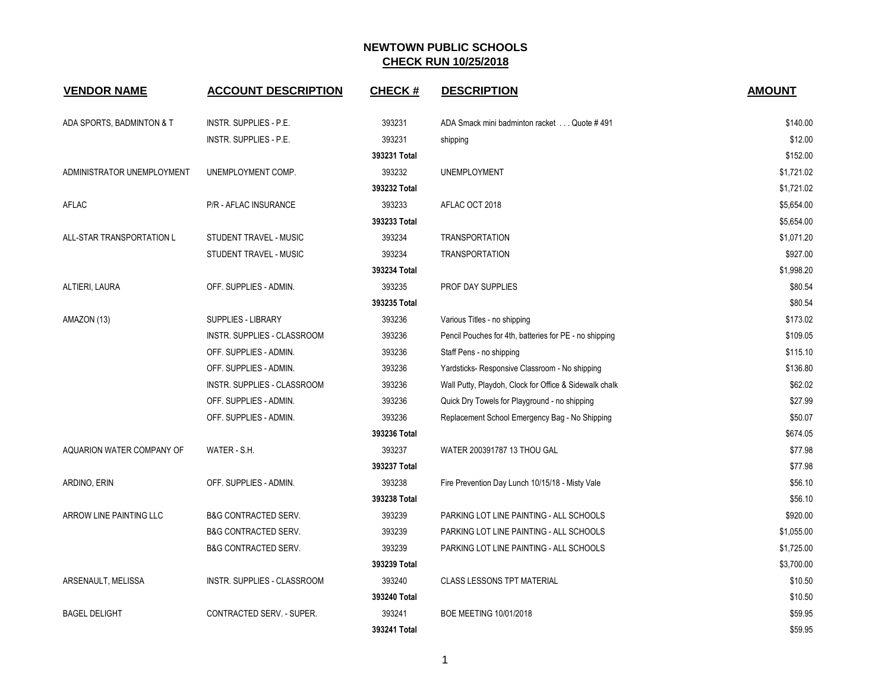# NEWTOWN PUBLIC SCHOOLS
## CHECK RUN 10/25/2018

| VENDOR NAME | ACCOUNT DESCRIPTION | CHECK # | DESCRIPTION | AMOUNT |
|---|---|---|---|---|
| ADA SPORTS, BADMINTON & T | INSTR. SUPPLIES - P.E. | 393231 | ADA Smack mini badminton racket . . . Quote # 491 | $140.00 |
| | INSTR. SUPPLIES - P.E. | 393231 | shipping | $12.00 |
| | | **393231 Total** | | $152.00 |
| ADMINISTRATOR UNEMPLOYMENT | UNEMPLOYMENT COMP. | 393232 | UNEMPLOYMENT | $1,721.02 |
| | | **393232 Total** | | $1,721.02 |
| AFLAC | P/R - AFLAC INSURANCE | 393233 | AFLAC OCT 2018 | $5,654.00 |
| | | **393233 Total** | | $5,654.00 |
| ALL-STAR TRANSPORTATION L | STUDENT TRAVEL - MUSIC | 393234 | TRANSPORTATION | $1,071.20 |
| | STUDENT TRAVEL - MUSIC | 393234 | TRANSPORTATION | $927.00 |
| | | **393234 Total** | | $1,998.20 |
| ALTIERI, LAURA | OFF. SUPPLIES - ADMIN. | 393235 | PROF DAY SUPPLIES | $80.54 |
| | | **393235 Total** | | $80.54 |
| AMAZON (13) | SUPPLIES - LIBRARY | 393236 | Various Titles - no shipping | $173.02 |
| | INSTR. SUPPLIES - CLASSROOM | 393236 | Pencil Pouches for 4th, batteries for PE - no shipping | $109.05 |
| | OFF. SUPPLIES - ADMIN. | 393236 | Staff Pens - no shipping | $115.10 |
| | OFF. SUPPLIES - ADMIN. | 393236 | Yardsticks- Responsive Classroom - No shipping | $136.80 |
| | INSTR. SUPPLIES - CLASSROOM | 393236 | Wall Putty, Playdoh, Clock for Office & Sidewalk chalk | $62.02 |
| | OFF. SUPPLIES - ADMIN. | 393236 | Quick Dry Towels for Playground - no shipping | $27.99 |
| | OFF. SUPPLIES - ADMIN. | 393236 | Replacement School Emergency Bag - No Shipping | $50.07 |
| | | **393236 Total** | | $674.05 |
| AQUARION WATER COMPANY OF | WATER - S.H. | 393237 | WATER 200391787 13 THOU GAL | $77.98 |
| | | **393237 Total** | | $77.98 |
| ARDINO, ERIN | OFF. SUPPLIES - ADMIN. | 393238 | Fire Prevention Day Lunch 10/15/18 - Misty Vale | $56.10 |
| | | **393238 Total** | | $56.10 |
| ARROW LINE PAINTING LLC | B&G CONTRACTED SERV. | 393239 | PARKING LOT LINE PAINTING - ALL SCHOOLS | $920.00 |
| | B&G CONTRACTED SERV. | 393239 | PARKING LOT LINE PAINTING - ALL SCHOOLS | $1,055.00 |
| | B&G CONTRACTED SERV. | 393239 | PARKING LOT LINE PAINTING - ALL SCHOOLS | $1,725.00 |
| | | **393239 Total** | | $3,700.00 |
| ARSENAULT, MELISSA | INSTR. SUPPLIES - CLASSROOM | 393240 | CLASS LESSONS TPT MATERIAL | $10.50 |
| | | **393240 Total** | | $10.50 |
| BAGEL DELIGHT | CONTRACTED SERV. - SUPER. | 393241 | BOE MEETING 10/01/2018 | $59.95 |
| | | **393241 Total** | | $59.95 |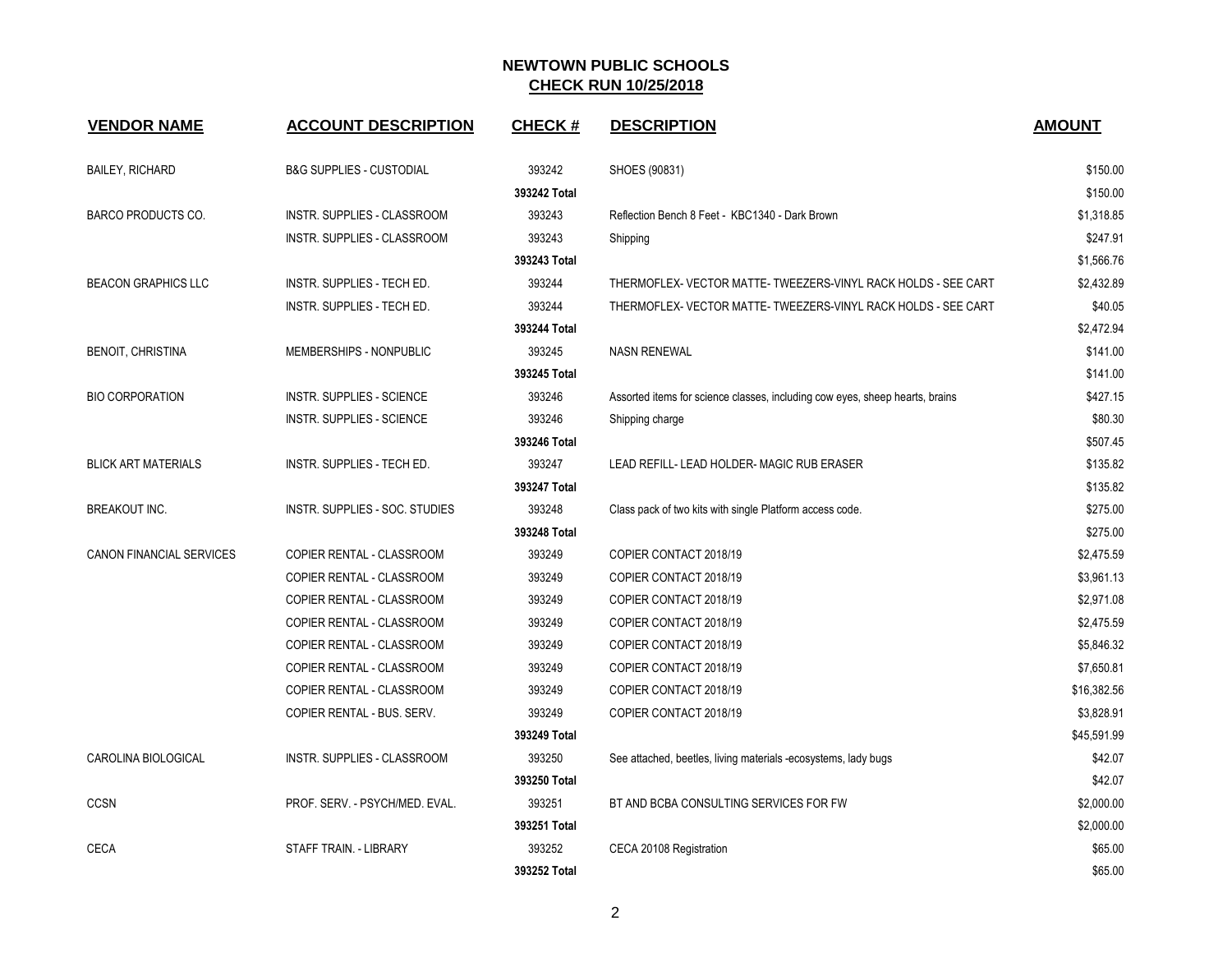# NEWTOWN PUBLIC SCHOOLS

## CHECK RUN 10/25/2018

| VENDOR NAME | ACCOUNT DESCRIPTION | CHECK # | DESCRIPTION | AMOUNT |
|---|---|---|---|---|
| BAILEY, RICHARD | B&G SUPPLIES - CUSTODIAL | 393242 | SHOES (90831) | $150.00 |
| | | **393242 Total** | | $150.00 |
| BARCO PRODUCTS CO. | INSTR. SUPPLIES - CLASSROOM | 393243 | Reflection Bench 8 Feet - KBC1340 - Dark Brown | $1,318.85 |
| | INSTR. SUPPLIES - CLASSROOM | 393243 | Shipping | $247.91 |
| | | **393243 Total** | | $1,566.76 |
| BEACON GRAPHICS LLC | INSTR. SUPPLIES - TECH ED. | 393244 | THERMOFLEX- VECTOR MATTE- TWEEZERS-VINYL RACK HOLDS - SEE CART | $2,432.89 |
| | INSTR. SUPPLIES - TECH ED. | 393244 | THERMOFLEX- VECTOR MATTE- TWEEZERS-VINYL RACK HOLDS - SEE CART | $40.05 |
| | | **393244 Total** | | $2,472.94 |
| BENOIT, CHRISTINA | MEMBERSHIPS - NONPUBLIC | 393245 | NASN RENEWAL | $141.00 |
| | | **393245 Total** | | $141.00 |
| BIO CORPORATION | INSTR. SUPPLIES - SCIENCE | 393246 | Assorted items for science classes, including cow eyes, sheep hearts, brains | $427.15 |
| | INSTR. SUPPLIES - SCIENCE | 393246 | Shipping charge | $80.30 |
| | | **393246 Total** | | $507.45 |
| BLICK ART MATERIALS | INSTR. SUPPLIES - TECH ED. | 393247 | LEAD REFILL- LEAD HOLDER- MAGIC RUB ERASER | $135.82 |
| | | **393247 Total** | | $135.82 |
| BREAKOUT INC. | INSTR. SUPPLIES - SOC. STUDIES | 393248 | Class pack of two kits with single Platform access code. | $275.00 |
| | | **393248 Total** | | $275.00 |
| CANON FINANCIAL SERVICES | COPIER RENTAL - CLASSROOM | 393249 | COPIER CONTACT 2018/19 | $2,475.59 |
| | COPIER RENTAL - CLASSROOM | 393249 | COPIER CONTACT 2018/19 | $3,961.13 |
| | COPIER RENTAL - CLASSROOM | 393249 | COPIER CONTACT 2018/19 | $2,971.08 |
| | COPIER RENTAL - CLASSROOM | 393249 | COPIER CONTACT 2018/19 | $2,475.59 |
| | COPIER RENTAL - CLASSROOM | 393249 | COPIER CONTACT 2018/19 | $5,846.32 |
| | COPIER RENTAL - CLASSROOM | 393249 | COPIER CONTACT 2018/19 | $7,650.81 |
| | COPIER RENTAL - CLASSROOM | 393249 | COPIER CONTACT 2018/19 | $16,382.56 |
| | COPIER RENTAL - BUS. SERV. | 393249 | COPIER CONTACT 2018/19 | $3,828.91 |
| | | **393249 Total** | | $45,591.99 |
| CAROLINA BIOLOGICAL | INSTR. SUPPLIES - CLASSROOM | 393250 | See attached, beetles, living materials -ecosystems, lady bugs | $42.07 |
| | | **393250 Total** | | $42.07 |
| CCSN | PROF. SERV. - PSYCH/MED. EVAL. | 393251 | BT AND BCBA CONSULTING SERVICES FOR FW | $2,000.00 |
| | | **393251 Total** | | $2,000.00 |
| CECA | STAFF TRAIN. - LIBRARY | 393252 | CECA 20108 Registration | $65.00 |
| | | **393252 Total** | | $65.00 |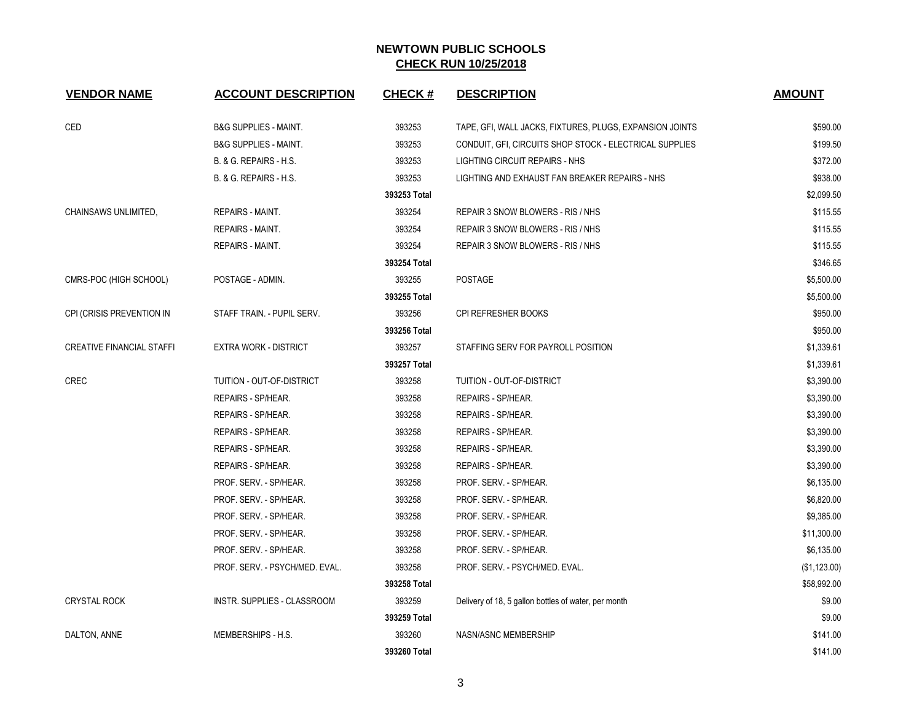## NEWTOWN PUBLIC SCHOOLS
## CHECK RUN 10/25/2018

| VENDOR NAME | ACCOUNT DESCRIPTION | CHECK # | DESCRIPTION | AMOUNT |
|---|---|---|---|---|
| CED | B&G SUPPLIES - MAINT. | 393253 | TAPE, GFI, WALL JACKS, FIXTURES, PLUGS, EXPANSION JOINTS | $590.00 |
| | B&G SUPPLIES - MAINT. | 393253 | CONDUIT, GFI, CIRCUITS SHOP STOCK - ELECTRICAL SUPPLIES | $199.50 |
| | B. & G. REPAIRS - H.S. | 393253 | LIGHTING CIRCUIT REPAIRS - NHS | $372.00 |
| | B. & G. REPAIRS - H.S. | 393253 | LIGHTING AND EXHAUST FAN BREAKER REPAIRS - NHS | $938.00 |
| | | **393253 Total** | | $2,099.50 |
| CHAINSAWS UNLIMITED, | REPAIRS - MAINT. | 393254 | REPAIR 3 SNOW BLOWERS - RIS / NHS | $115.55 |
| | REPAIRS - MAINT. | 393254 | REPAIR 3 SNOW BLOWERS - RIS / NHS | $115.55 |
| | REPAIRS - MAINT. | 393254 | REPAIR 3 SNOW BLOWERS - RIS / NHS | $115.55 |
| | | **393254 Total** | | $346.65 |
| CMRS-POC (HIGH SCHOOL) | POSTAGE - ADMIN. | 393255 | POSTAGE | $5,500.00 |
| | | **393255 Total** | | $5,500.00 |
| CPI (CRISIS PREVENTION IN | STAFF TRAIN. - PUPIL SERV. | 393256 | CPI REFRESHER BOOKS | $950.00 |
| | | **393256 Total** | | $950.00 |
| CREATIVE FINANCIAL STAFFI | EXTRA WORK - DISTRICT | 393257 | STAFFING SERV FOR PAYROLL POSITION | $1,339.61 |
| | | **393257 Total** | | $1,339.61 |
| CREC | TUITION - OUT-OF-DISTRICT | 393258 | TUITION - OUT-OF-DISTRICT | $3,390.00 |
| | REPAIRS - SP/HEAR. | 393258 | REPAIRS - SP/HEAR. | $3,390.00 |
| | REPAIRS - SP/HEAR. | 393258 | REPAIRS - SP/HEAR. | $3,390.00 |
| | REPAIRS - SP/HEAR. | 393258 | REPAIRS - SP/HEAR. | $3,390.00 |
| | REPAIRS - SP/HEAR. | 393258 | REPAIRS - SP/HEAR. | $3,390.00 |
| | REPAIRS - SP/HEAR. | 393258 | REPAIRS - SP/HEAR. | $3,390.00 |
| | PROF. SERV. - SP/HEAR. | 393258 | PROF. SERV. - SP/HEAR. | $6,135.00 |
| | PROF. SERV. - SP/HEAR. | 393258 | PROF. SERV. - SP/HEAR. | $6,820.00 |
| | PROF. SERV. - SP/HEAR. | 393258 | PROF. SERV. - SP/HEAR. | $9,385.00 |
| | PROF. SERV. - SP/HEAR. | 393258 | PROF. SERV. - SP/HEAR. | $11,300.00 |
| | PROF. SERV. - SP/HEAR. | 393258 | PROF. SERV. - SP/HEAR. | $6,135.00 |
| | PROF. SERV. - PSYCH/MED. EVAL. | 393258 | PROF. SERV. - PSYCH/MED. EVAL. | ($1,123.00) |
| | | **393258 Total** | | $58,992.00 |
| CRYSTAL ROCK | INSTR. SUPPLIES - CLASSROOM | 393259 | Delivery of 18, 5 gallon bottles of water, per month | $9.00 |
| | | **393259 Total** | | $9.00 |
| DALTON, ANNE | MEMBERSHIPS - H.S. | 393260 | NASN/ASNC MEMBERSHIP | $141.00 |
| | | **393260 Total** | | $141.00 |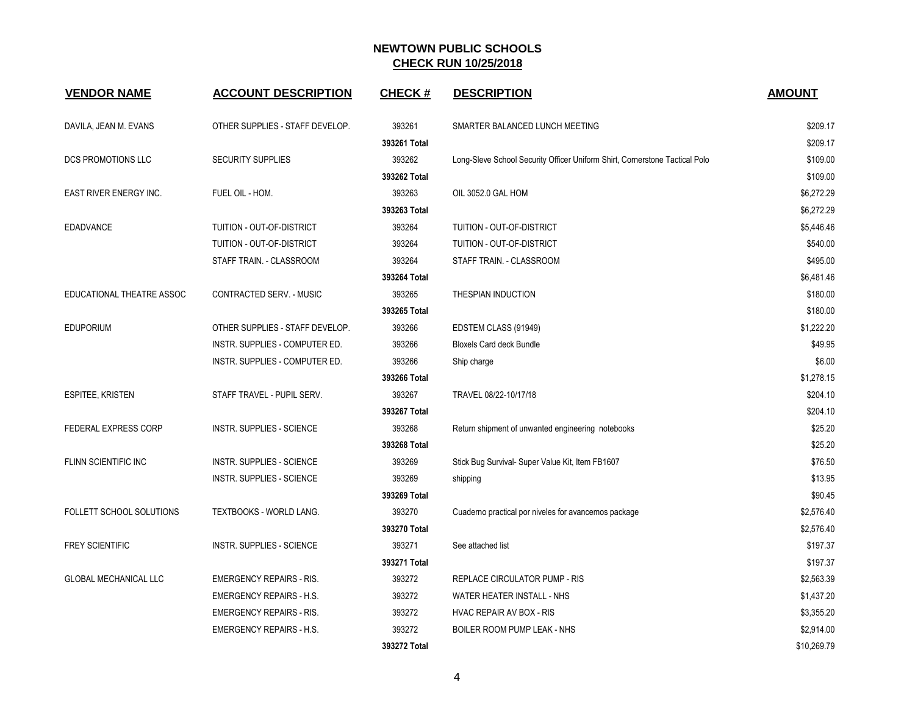# NEWTOWN PUBLIC SCHOOLS

## CHECK RUN 10/25/2018

| VENDOR NAME | ACCOUNT DESCRIPTION | CHECK # | DESCRIPTION | AMOUNT |
|---|---|---|---|---|
| DAVILA, JEAN M. EVANS | OTHER SUPPLIES - STAFF DEVELOP. | 393261 | SMARTER BALANCED LUNCH MEETING | $209.17 |
| | | **393261 Total** | | $209.17 |
| DCS PROMOTIONS LLC | SECURITY SUPPLIES | 393262 | Long-Sleve School Security Officer Uniform Shirt, Cornerstone Tactical Polo | $109.00 |
| | | **393262 Total** | | $109.00 |
| EAST RIVER ENERGY INC. | FUEL OIL - HOM. | 393263 | OIL 3052.0 GAL HOM | $6,272.29 |
| | | **393263 Total** | | $6,272.29 |
| EDADVANCE | TUITION - OUT-OF-DISTRICT | 393264 | TUITION - OUT-OF-DISTRICT | $5,446.46 |
| | TUITION - OUT-OF-DISTRICT | 393264 | TUITION - OUT-OF-DISTRICT | $540.00 |
| | STAFF TRAIN. - CLASSROOM | 393264 | STAFF TRAIN. - CLASSROOM | $495.00 |
| | | **393264 Total** | | $6,481.46 |
| EDUCATIONAL THEATRE ASSOC | CONTRACTED SERV. - MUSIC | 393265 | THESPIAN INDUCTION | $180.00 |
| | | **393265 Total** | | $180.00 |
| EDUPORIUM | OTHER SUPPLIES - STAFF DEVELOP. | 393266 | EDSTEM CLASS (91949) | $1,222.20 |
| | INSTR. SUPPLIES - COMPUTER ED. | 393266 | Bloxels Card deck Bundle | $49.95 |
| | INSTR. SUPPLIES - COMPUTER ED. | 393266 | Ship charge | $6.00 |
| | | **393266 Total** | | $1,278.15 |
| ESPITEE, KRISTEN | STAFF TRAVEL - PUPIL SERV. | 393267 | TRAVEL 08/22-10/17/18 | $204.10 |
| | | **393267 Total** | | $204.10 |
| FEDERAL EXPRESS CORP | INSTR. SUPPLIES - SCIENCE | 393268 | Return shipment of unwanted engineering notebooks | $25.20 |
| | | **393268 Total** | | $25.20 |
| FLINN SCIENTIFIC INC | INSTR. SUPPLIES - SCIENCE | 393269 | Stick Bug Survival- Super Value Kit, Item FB1607 | $76.50 |
| | INSTR. SUPPLIES - SCIENCE | 393269 | shipping | $13.95 |
| | | **393269 Total** | | $90.45 |
| FOLLETT SCHOOL SOLUTIONS | TEXTBOOKS - WORLD LANG. | 393270 | Cuaderno practical por niveles for avancemos package | $2,576.40 |
| | | **393270 Total** | | $2,576.40 |
| FREY SCIENTIFIC | INSTR. SUPPLIES - SCIENCE | 393271 | See attached list | $197.37 |
| | | **393271 Total** | | $197.37 |
| GLOBAL MECHANICAL LLC | EMERGENCY REPAIRS - RIS. | 393272 | REPLACE CIRCULATOR PUMP - RIS | $2,563.39 |
| | EMERGENCY REPAIRS - H.S. | 393272 | WATER HEATER INSTALL - NHS | $1,437.20 |
| | EMERGENCY REPAIRS - RIS. | 393272 | HVAC REPAIR AV BOX - RIS | $3,355.20 |
| | EMERGENCY REPAIRS - H.S. | 393272 | BOILER ROOM PUMP LEAK - NHS | $2,914.00 |
| | | **393272 Total** | | $10,269.79 |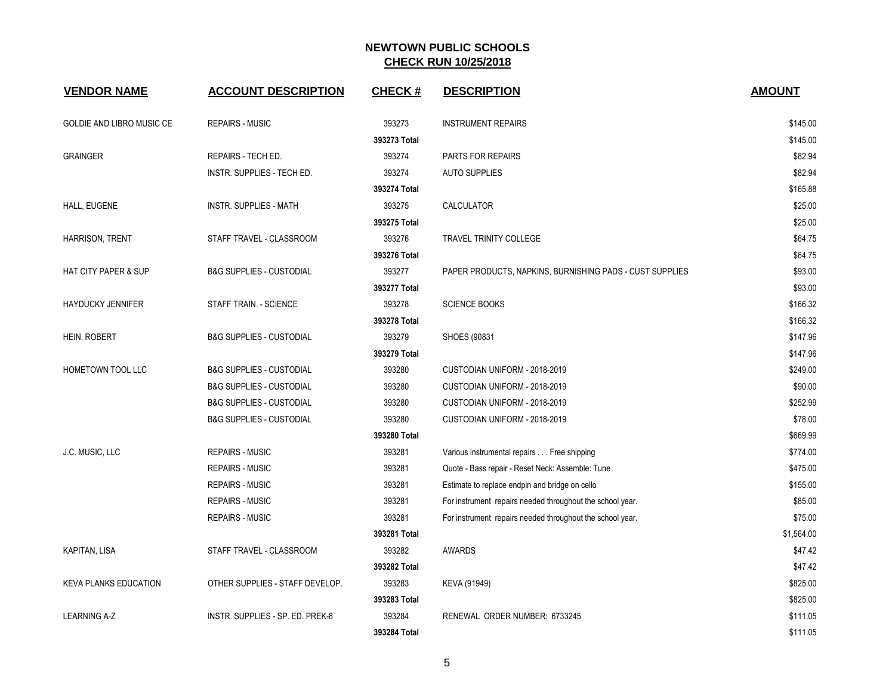# NEWTOWN PUBLIC SCHOOLS
## CHECK RUN 10/25/2018

| VENDOR NAME | ACCOUNT DESCRIPTION | CHECK # | DESCRIPTION | AMOUNT |
|---|---|---|---|---|
| GOLDIE AND LIBRO MUSIC CE | REPAIRS - MUSIC | 393273 | INSTRUMENT REPAIRS | $145.00 |
| | | **393273 Total** | | $145.00 |
| GRAINGER | REPAIRS - TECH ED. | 393274 | PARTS FOR REPAIRS | $82.94 |
| | INSTR. SUPPLIES - TECH ED. | 393274 | AUTO SUPPLIES | $82.94 |
| | | **393274 Total** | | $165.88 |
| HALL, EUGENE | INSTR. SUPPLIES - MATH | 393275 | CALCULATOR | $25.00 |
| | | **393275 Total** | | $25.00 |
| HARRISON, TRENT | STAFF TRAVEL - CLASSROOM | 393276 | TRAVEL TRINITY COLLEGE | $64.75 |
| | | **393276 Total** | | $64.75 |
| HAT CITY PAPER & SUP | B&G SUPPLIES - CUSTODIAL | 393277 | PAPER PRODUCTS, NAPKINS, BURNISHING PADS - CUST SUPPLIES | $93.00 |
| | | **393277 Total** | | $93.00 |
| HAYDUCKY JENNIFER | STAFF TRAIN. - SCIENCE | 393278 | SCIENCE BOOKS | $166.32 |
| | | **393278 Total** | | $166.32 |
| HEIN, ROBERT | B&G SUPPLIES - CUSTODIAL | 393279 | SHOES (90831 | $147.96 |
| | | **393279 Total** | | $147.96 |
| HOMETOWN TOOL LLC | B&G SUPPLIES - CUSTODIAL | 393280 | CUSTODIAN UNIFORM - 2018-2019 | $249.00 |
| | B&G SUPPLIES - CUSTODIAL | 393280 | CUSTODIAN UNIFORM - 2018-2019 | $90.00 |
| | B&G SUPPLIES - CUSTODIAL | 393280 | CUSTODIAN UNIFORM - 2018-2019 | $252.99 |
| | B&G SUPPLIES - CUSTODIAL | 393280 | CUSTODIAN UNIFORM - 2018-2019 | $78.00 |
| | | **393280 Total** | | $669.99 |
| J.C. MUSIC, LLC | REPAIRS - MUSIC | 393281 | Various instrumental repairs . . . Free shipping | $774.00 |
| | REPAIRS - MUSIC | 393281 | Quote - Bass repair - Reset Neck: Assemble: Tune | $475.00 |
| | REPAIRS - MUSIC | 393281 | Estimate to replace endpin and bridge on cello | $155.00 |
| | REPAIRS - MUSIC | 393281 | For instrument repairs needed throughout the school year. | $85.00 |
| | REPAIRS - MUSIC | 393281 | For instrument repairs needed throughout the school year. | $75.00 |
| | | **393281 Total** | | $1,564.00 |
| KAPITAN, LISA | STAFF TRAVEL - CLASSROOM | 393282 | AWARDS | $47.42 |
| | | **393282 Total** | | $47.42 |
| KEVA PLANKS EDUCATION | OTHER SUPPLIES - STAFF DEVELOP. | 393283 | KEVA (91949) | $825.00 |
| | | **393283 Total** | | $825.00 |
| LEARNING A-Z | INSTR. SUPPLIES - SP. ED. PREK-8 | 393284 | RENEWAL ORDER NUMBER: 6733245 | $111.05 |
| | | **393284 Total** | | $111.05 |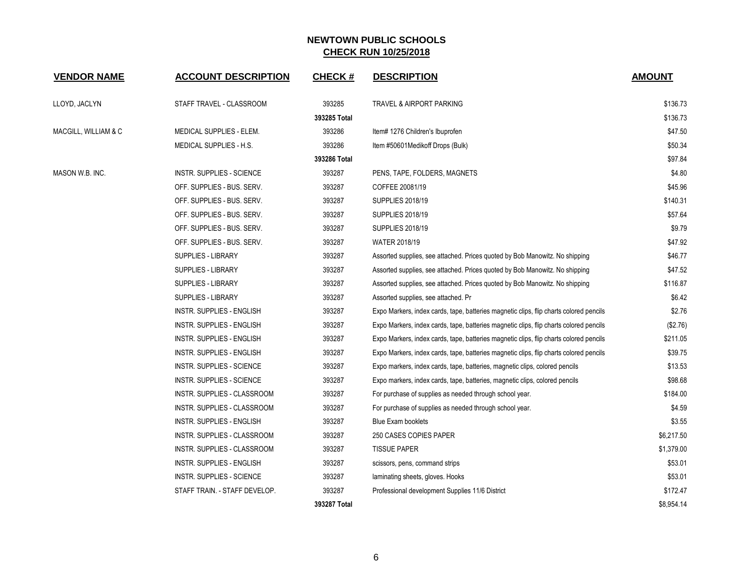# NEWTOWN PUBLIC SCHOOLS

## CHECK RUN 10/25/2018

| VENDOR NAME | ACCOUNT DESCRIPTION | CHECK # | DESCRIPTION | AMOUNT |
|---|---|---|---|---|
| LLOYD, JACLYN | STAFF TRAVEL - CLASSROOM | 393285 | TRAVEL & AIRPORT PARKING | $136.73 |
| | | **393285 Total** | | $136.73 |
| MACGILL, WILLIAM & C | MEDICAL SUPPLIES - ELEM. | 393286 | Item# 1276 Children's Ibuprofen | $47.50 |
| | MEDICAL SUPPLIES - H.S. | 393286 | Item #50601Medikoff Drops (Bulk) | $50.34 |
| | | **393286 Total** | | $97.84 |
| MASON W.B. INC. | INSTR. SUPPLIES - SCIENCE | 393287 | PENS, TAPE, FOLDERS, MAGNETS | $4.80 |
| | OFF. SUPPLIES - BUS. SERV. | 393287 | COFFEE 20081/19 | $45.96 |
| | OFF. SUPPLIES - BUS. SERV. | 393287 | SUPPLIES 2018/19 | $140.31 |
| | OFF. SUPPLIES - BUS. SERV. | 393287 | SUPPLIES 2018/19 | $57.64 |
| | OFF. SUPPLIES - BUS. SERV. | 393287 | SUPPLIES 2018/19 | $9.79 |
| | OFF. SUPPLIES - BUS. SERV. | 393287 | WATER 2018/19 | $47.92 |
| | SUPPLIES - LIBRARY | 393287 | Assorted supplies, see attached. Prices quoted by Bob Manowitz. No shipping | $46.77 |
| | SUPPLIES - LIBRARY | 393287 | Assorted supplies, see attached. Prices quoted by Bob Manowitz. No shipping | $47.52 |
| | SUPPLIES - LIBRARY | 393287 | Assorted supplies, see attached. Prices quoted by Bob Manowitz. No shipping | $116.87 |
| | SUPPLIES - LIBRARY | 393287 | Assorted supplies, see attached. Pr | $6.42 |
| | INSTR. SUPPLIES - ENGLISH | 393287 | Expo Markers, index cards, tape, batteries magnetic clips, flip charts colored pencils | $2.76 |
| | INSTR. SUPPLIES - ENGLISH | 393287 | Expo Markers, index cards, tape, batteries magnetic clips, flip charts colored pencils | ($2.76) |
| | INSTR. SUPPLIES - ENGLISH | 393287 | Expo Markers, index cards, tape, batteries magnetic clips, flip charts colored pencils | $211.05 |
| | INSTR. SUPPLIES - ENGLISH | 393287 | Expo Markers, index cards, tape, batteries magnetic clips, flip charts colored pencils | $39.75 |
| | INSTR. SUPPLIES - SCIENCE | 393287 | Expo markers, index cards, tape, batteries, magnetic clips, colored pencils | $13.53 |
| | INSTR. SUPPLIES - SCIENCE | 393287 | Expo markers, index cards, tape, batteries, magnetic clips, colored pencils | $98.68 |
| | INSTR. SUPPLIES - CLASSROOM | 393287 | For purchase of supplies as needed through school year. | $184.00 |
| | INSTR. SUPPLIES - CLASSROOM | 393287 | For purchase of supplies as needed through school year. | $4.59 |
| | INSTR. SUPPLIES - ENGLISH | 393287 | Blue Exam booklets | $3.55 |
| | INSTR. SUPPLIES - CLASSROOM | 393287 | 250 CASES COPIES PAPER | $6,217.50 |
| | INSTR. SUPPLIES - CLASSROOM | 393287 | TISSUE PAPER | $1,379.00 |
| | INSTR. SUPPLIES - ENGLISH | 393287 | scissors, pens, command strips | $53.01 |
| | INSTR. SUPPLIES - SCIENCE | 393287 | laminating sheets, gloves. Hooks | $53.01 |
| | STAFF TRAIN. - STAFF DEVELOP. | 393287 | Professional development Supplies 11/6 District | $172.47 |
| | | **393287 Total** | | $8,954.14 |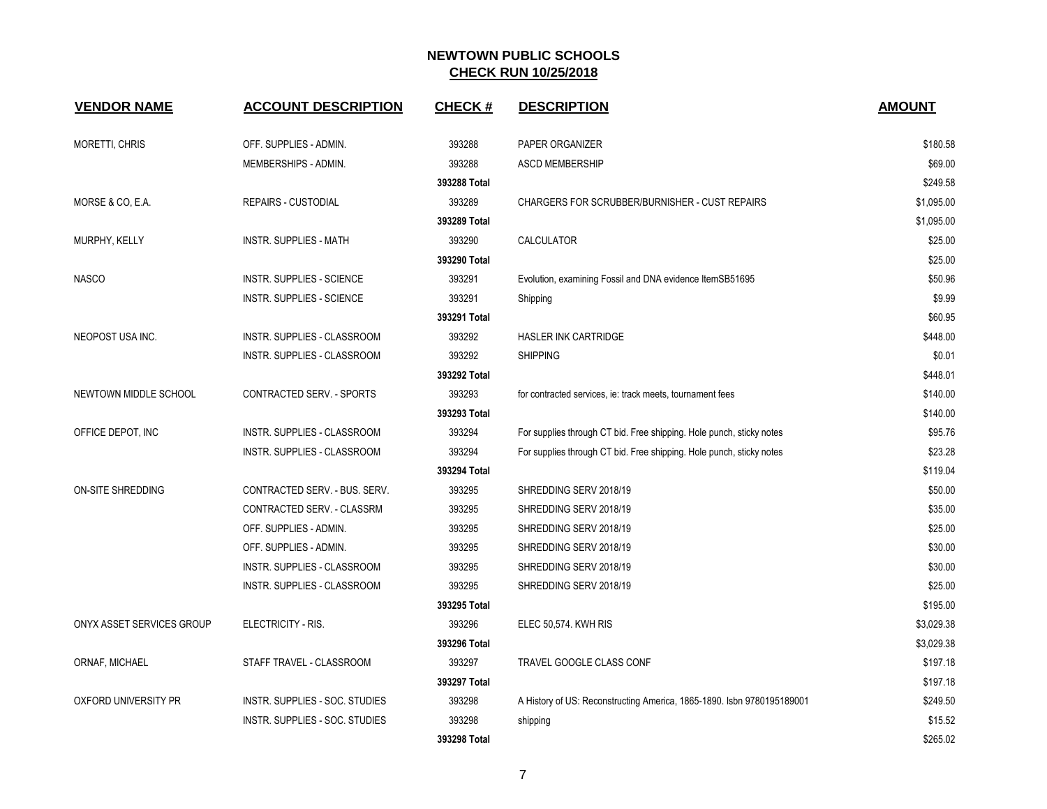# NEWTOWN PUBLIC SCHOOLS

## CHECK RUN 10/25/2018

| VENDOR NAME | ACCOUNT DESCRIPTION | CHECK # | DESCRIPTION | AMOUNT |
|---|---|---|---|---|
| MORETTI, CHRIS | OFF. SUPPLIES - ADMIN. | 393288 | PAPER ORGANIZER | $180.58 |
| | MEMBERSHIPS - ADMIN. | 393288 | ASCD MEMBERSHIP | $69.00 |
| | | 393288 Total | | $249.58 |
| MORSE & CO, E.A. | REPAIRS - CUSTODIAL | 393289 | CHARGERS FOR SCRUBBER/BURNISHER - CUST REPAIRS | $1,095.00 |
| | | 393289 Total | | $1,095.00 |
| MURPHY, KELLY | INSTR. SUPPLIES - MATH | 393290 | CALCULATOR | $25.00 |
| | | 393290 Total | | $25.00 |
| NASCO | INSTR. SUPPLIES - SCIENCE | 393291 | Evolution, examining Fossil and DNA evidence ItemSB51695 | $50.96 |
| | INSTR. SUPPLIES - SCIENCE | 393291 | Shipping | $9.99 |
| | | 393291 Total | | $60.95 |
| NEOPOST USA INC. | INSTR. SUPPLIES - CLASSROOM | 393292 | HASLER INK CARTRIDGE | $448.00 |
| | INSTR. SUPPLIES - CLASSROOM | 393292 | SHIPPING | $0.01 |
| | | 393292 Total | | $448.01 |
| NEWTOWN MIDDLE SCHOOL | CONTRACTED SERV. - SPORTS | 393293 | for contracted services, ie: track meets, tournament fees | $140.00 |
| | | 393293 Total | | $140.00 |
| OFFICE DEPOT, INC | INSTR. SUPPLIES - CLASSROOM | 393294 | For supplies through CT bid. Free shipping. Hole punch, sticky notes | $95.76 |
| | INSTR. SUPPLIES - CLASSROOM | 393294 | For supplies through CT bid. Free shipping. Hole punch, sticky notes | $23.28 |
| | | 393294 Total | | $119.04 |
| ON-SITE SHREDDING | CONTRACTED SERV. - BUS. SERV. | 393295 | SHREDDING SERV 2018/19 | $50.00 |
| | CONTRACTED SERV. - CLASSRM | 393295 | SHREDDING SERV 2018/19 | $35.00 |
| | OFF. SUPPLIES - ADMIN. | 393295 | SHREDDING SERV 2018/19 | $25.00 |
| | OFF. SUPPLIES - ADMIN. | 393295 | SHREDDING SERV 2018/19 | $30.00 |
| | INSTR. SUPPLIES - CLASSROOM | 393295 | SHREDDING SERV 2018/19 | $30.00 |
| | INSTR. SUPPLIES - CLASSROOM | 393295 | SHREDDING SERV 2018/19 | $25.00 |
| | | 393295 Total | | $195.00 |
| ONYX ASSET SERVICES GROUP | ELECTRICITY - RIS. | 393296 | ELEC 50,574. KWH RIS | $3,029.38 |
| | | 393296 Total | | $3,029.38 |
| ORNAF, MICHAEL | STAFF TRAVEL - CLASSROOM | 393297 | TRAVEL GOOGLE CLASS CONF | $197.18 |
| | | 393297 Total | | $197.18 |
| OXFORD UNIVERSITY PR | INSTR. SUPPLIES - SOC. STUDIES | 393298 | A History of US: Reconstructing America, 1865-1890. Isbn 9780195189001 | $249.50 |
| | INSTR. SUPPLIES - SOC. STUDIES | 393298 | shipping | $15.52 |
| | | 393298 Total | | $265.02 |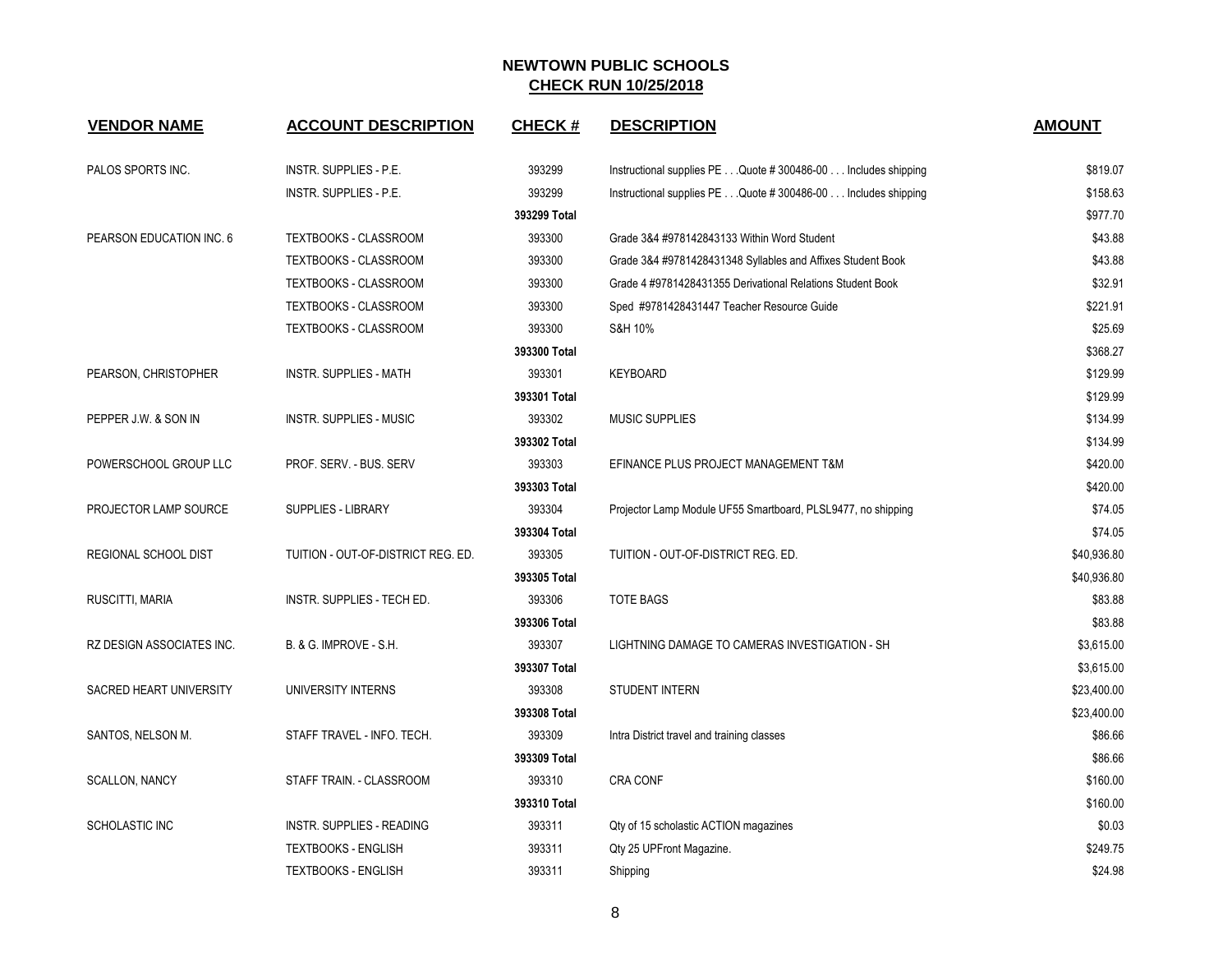# NEWTOWN PUBLIC SCHOOLS

## CHECK RUN 10/25/2018

| VENDOR NAME | ACCOUNT DESCRIPTION | CHECK # | DESCRIPTION | AMOUNT |
|---|---|---|---|---|
| PALOS SPORTS INC. | INSTR. SUPPLIES - P.E. | 393299 | Instructional supplies PE . . .Quote # 300486-00 . . . Includes shipping | $819.07 |
| | INSTR. SUPPLIES - P.E. | 393299 | Instructional supplies PE . . .Quote # 300486-00 . . . Includes shipping | $158.63 |
| | | 393299 Total | | $977.70 |
| PEARSON EDUCATION INC. 6 | TEXTBOOKS - CLASSROOM | 393300 | Grade 3&4 #978142843133 Within Word Student | $43.88 |
| | TEXTBOOKS - CLASSROOM | 393300 | Grade 3&4 #9781428431348 Syllables and Affixes Student Book | $43.88 |
| | TEXTBOOKS - CLASSROOM | 393300 | Grade 4 #9781428431355 Derivational Relations Student Book | $32.91 |
| | TEXTBOOKS - CLASSROOM | 393300 | Sped #9781428431447 Teacher Resource Guide | $221.91 |
| | TEXTBOOKS - CLASSROOM | 393300 | S&H 10% | $25.69 |
| | | 393300 Total | | $368.27 |
| PEARSON, CHRISTOPHER | INSTR. SUPPLIES - MATH | 393301 | KEYBOARD | $129.99 |
| | | 393301 Total | | $129.99 |
| PEPPER J.W. & SON IN | INSTR. SUPPLIES - MUSIC | 393302 | MUSIC SUPPLIES | $134.99 |
| | | 393302 Total | | $134.99 |
| POWERSCHOOL GROUP LLC | PROF. SERV. - BUS. SERV | 393303 | EFINANCE PLUS PROJECT MANAGEMENT T&M | $420.00 |
| | | 393303 Total | | $420.00 |
| PROJECTOR LAMP SOURCE | SUPPLIES - LIBRARY | 393304 | Projector Lamp Module UF55 Smartboard, PLSL9477, no shipping | $74.05 |
| | | 393304 Total | | $74.05 |
| REGIONAL SCHOOL DIST | TUITION - OUT-OF-DISTRICT REG. ED. | 393305 | TUITION - OUT-OF-DISTRICT REG. ED. | $40,936.80 |
| | | 393305 Total | | $40,936.80 |
| RUSCITTI, MARIA | INSTR. SUPPLIES - TECH ED. | 393306 | TOTE BAGS | $83.88 |
| | | 393306 Total | | $83.88 |
| RZ DESIGN ASSOCIATES INC. | B. & G. IMPROVE - S.H. | 393307 | LIGHTNING DAMAGE TO CAMERAS INVESTIGATION - SH | $3,615.00 |
| | | 393307 Total | | $3,615.00 |
| SACRED HEART UNIVERSITY | UNIVERSITY INTERNS | 393308 | STUDENT INTERN | $23,400.00 |
| | | 393308 Total | | $23,400.00 |
| SANTOS, NELSON M. | STAFF TRAVEL - INFO. TECH. | 393309 | Intra District travel and training classes | $86.66 |
| | | 393309 Total | | $86.66 |
| SCALLON, NANCY | STAFF TRAIN. - CLASSROOM | 393310 | CRA CONF | $160.00 |
| | | 393310 Total | | $160.00 |
| SCHOLASTIC INC | INSTR. SUPPLIES - READING | 393311 | Qty of 15 scholastic ACTION magazines | $0.03 |
| | TEXTBOOKS - ENGLISH | 393311 | Qty 25 UPFront Magazine. | $249.75 |
| | TEXTBOOKS - ENGLISH | 393311 | Shipping | $24.98 |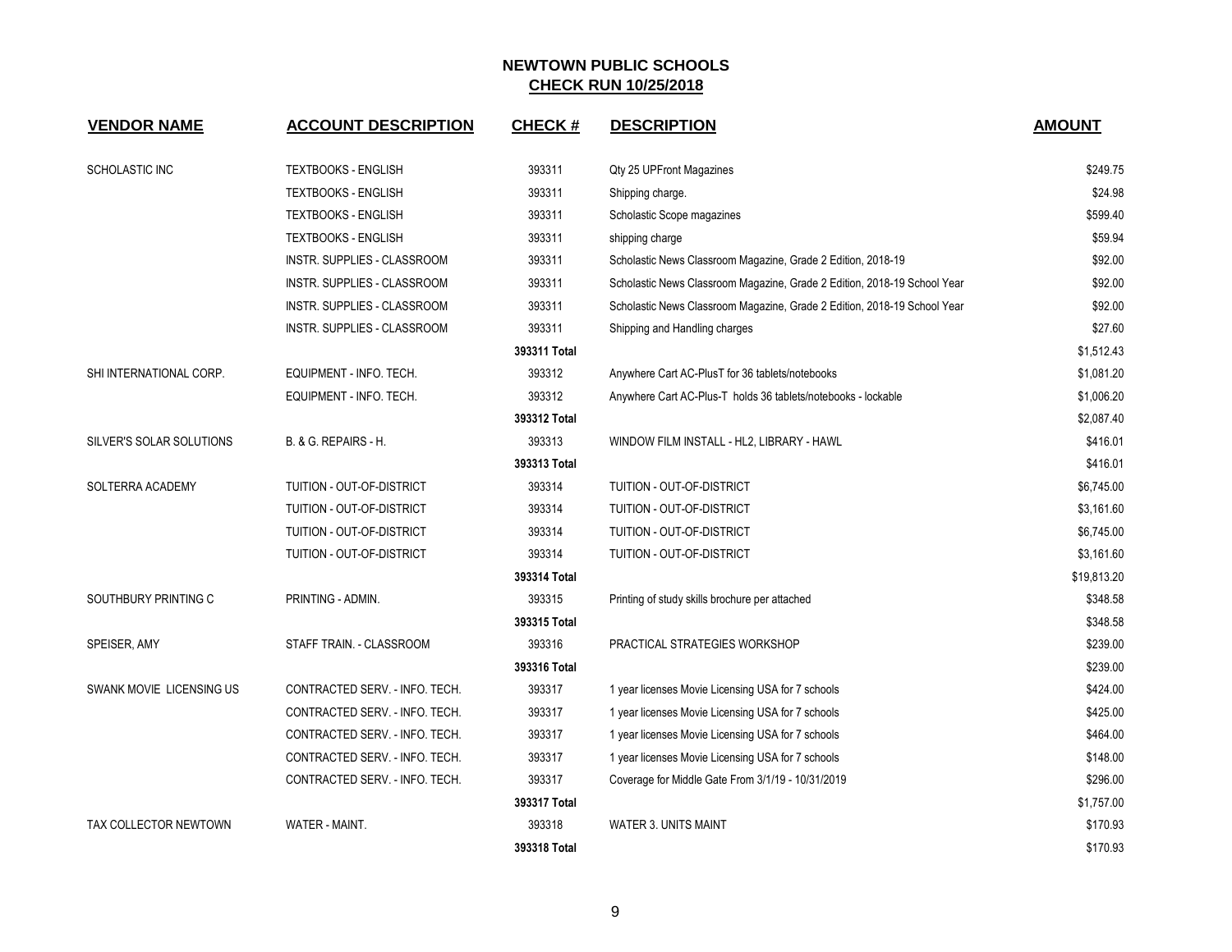# NEWTOWN PUBLIC SCHOOLS
## CHECK RUN 10/25/2018

| VENDOR NAME | ACCOUNT DESCRIPTION | CHECK # | DESCRIPTION | AMOUNT |
|---|---|---|---|---|
| SCHOLASTIC INC | TEXTBOOKS - ENGLISH | 393311 | Qty 25 UPFront Magazines | $249.75 |
| | TEXTBOOKS - ENGLISH | 393311 | Shipping charge. | $24.98 |
| | TEXTBOOKS - ENGLISH | 393311 | Scholastic Scope magazines | $599.40 |
| | TEXTBOOKS - ENGLISH | 393311 | shipping charge | $59.94 |
| | INSTR. SUPPLIES - CLASSROOM | 393311 | Scholastic News Classroom Magazine, Grade 2 Edition, 2018-19 | $92.00 |
| | INSTR. SUPPLIES - CLASSROOM | 393311 | Scholastic News Classroom Magazine, Grade 2 Edition, 2018-19 School Year | $92.00 |
| | INSTR. SUPPLIES - CLASSROOM | 393311 | Scholastic News Classroom Magazine, Grade 2 Edition, 2018-19 School Year | $92.00 |
| | INSTR. SUPPLIES - CLASSROOM | 393311 | Shipping and Handling charges | $27.60 |
| | | **393311 Total** | | $1,512.43 |
| SHI INTERNATIONAL CORP. | EQUIPMENT - INFO. TECH. | 393312 | Anywhere Cart AC-PlusT for 36 tablets/notebooks | $1,081.20 |
| | EQUIPMENT - INFO. TECH. | 393312 | Anywhere Cart AC-Plus-T holds 36 tablets/notebooks - lockable | $1,006.20 |
| | | **393312 Total** | | $2,087.40 |
| SILVER'S SOLAR SOLUTIONS | B. & G. REPAIRS - H. | 393313 | WINDOW FILM INSTALL - HL2, LIBRARY - HAWL | $416.01 |
| | | **393313 Total** | | $416.01 |
| SOLTERRA ACADEMY | TUITION - OUT-OF-DISTRICT | 393314 | TUITION - OUT-OF-DISTRICT | $6,745.00 |
| | TUITION - OUT-OF-DISTRICT | 393314 | TUITION - OUT-OF-DISTRICT | $3,161.60 |
| | TUITION - OUT-OF-DISTRICT | 393314 | TUITION - OUT-OF-DISTRICT | $6,745.00 |
| | TUITION - OUT-OF-DISTRICT | 393314 | TUITION - OUT-OF-DISTRICT | $3,161.60 |
| | | **393314 Total** | | $19,813.20 |
| SOUTHBURY PRINTING C | PRINTING - ADMIN. | 393315 | Printing of study skills brochure per attached | $348.58 |
| | | **393315 Total** | | $348.58 |
| SPEISER, AMY | STAFF TRAIN. - CLASSROOM | 393316 | PRACTICAL STRATEGIES WORKSHOP | $239.00 |
| | | **393316 Total** | | $239.00 |
| SWANK MOVIE LICENSING US | CONTRACTED SERV. - INFO. TECH. | 393317 | 1 year licenses Movie Licensing USA for 7 schools | $424.00 |
| | CONTRACTED SERV. - INFO. TECH. | 393317 | 1 year licenses Movie Licensing USA for 7 schools | $425.00 |
| | CONTRACTED SERV. - INFO. TECH. | 393317 | 1 year licenses Movie Licensing USA for 7 schools | $464.00 |
| | CONTRACTED SERV. - INFO. TECH. | 393317 | 1 year licenses Movie Licensing USA for 7 schools | $148.00 |
| | CONTRACTED SERV. - INFO. TECH. | 393317 | Coverage for Middle Gate From 3/1/19 - 10/31/2019 | $296.00 |
| | | **393317 Total** | | $1,757.00 |
| TAX COLLECTOR NEWTOWN | WATER - MAINT. | 393318 | WATER 3. UNITS MAINT | $170.93 |
| | | **393318 Total** | | $170.93 |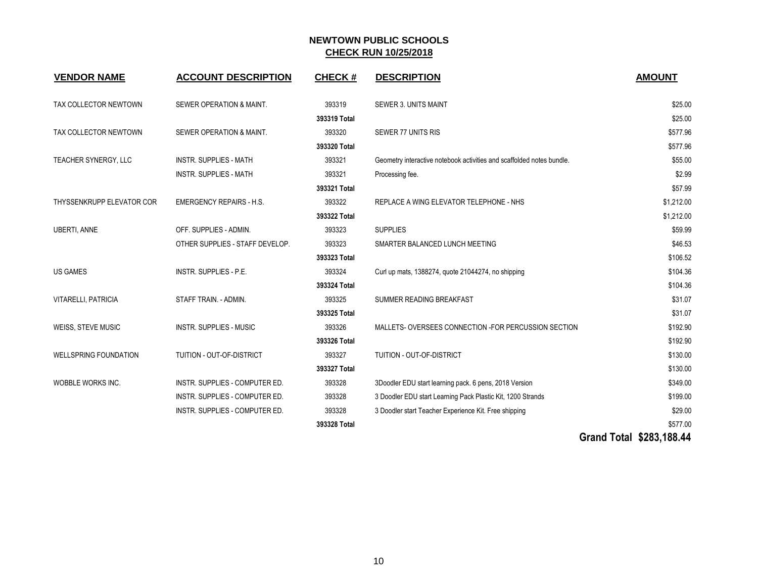# NEWTOWN PUBLIC SCHOOLS
## CHECK RUN 10/25/2018

| VENDOR NAME | ACCOUNT DESCRIPTION | CHECK # | DESCRIPTION | AMOUNT |
|---|---|---|---|---|
| TAX COLLECTOR NEWTOWN | SEWER OPERATION & MAINT. | 393319 | SEWER 3. UNITS MAINT | $25.00 |
| | | **393319 Total** | | $25.00 |
| TAX COLLECTOR NEWTOWN | SEWER OPERATION & MAINT. | 393320 | SEWER 77 UNITS RIS | $577.96 |
| | | **393320 Total** | | $577.96 |
| TEACHER SYNERGY, LLC | INSTR. SUPPLIES - MATH | 393321 | Geometry interactive notebook activities and scaffolded notes bundle. | $55.00 |
| | INSTR. SUPPLIES - MATH | 393321 | Processing fee. | $2.99 |
| | | **393321 Total** | | $57.99 |
| THYSSENKRUPP ELEVATOR COR | EMERGENCY REPAIRS - H.S. | 393322 | REPLACE A WING ELEVATOR TELEPHONE - NHS | $1,212.00 |
| | | **393322 Total** | | $1,212.00 |
| UBERTI, ANNE | OFF. SUPPLIES - ADMIN. | 393323 | SUPPLIES | $59.99 |
| | OTHER SUPPLIES - STAFF DEVELOP. | 393323 | SMARTER BALANCED LUNCH MEETING | $46.53 |
| | | **393323 Total** | | $106.52 |
| US GAMES | INSTR. SUPPLIES - P.E. | 393324 | Curl up mats, 1388274, quote 21044274, no shipping | $104.36 |
| | | **393324 Total** | | $104.36 |
| VITARELLI, PATRICIA | STAFF TRAIN. - ADMIN. | 393325 | SUMMER READING BREAKFAST | $31.07 |
| | | **393325 Total** | | $31.07 |
| WEISS, STEVE MUSIC | INSTR. SUPPLIES - MUSIC | 393326 | MALLETS- OVERSEES CONNECTION -FOR PERCUSSION SECTION | $192.90 |
| | | **393326 Total** | | $192.90 |
| WELLSPRING FOUNDATION | TUITION - OUT-OF-DISTRICT | 393327 | TUITION - OUT-OF-DISTRICT | $130.00 |
| | | **393327 Total** | | $130.00 |
| WOBBLE WORKS INC. | INSTR. SUPPLIES - COMPUTER ED. | 393328 | 3Doodler EDU start learning pack. 6 pens, 2018 Version | $349.00 |
| | INSTR. SUPPLIES - COMPUTER ED. | 393328 | 3 Doodler EDU start Learning Pack Plastic Kit, 1200 Strands | $199.00 |
| | INSTR. SUPPLIES - COMPUTER ED. | 393328 | 3 Doodler start Teacher Experience Kit. Free shipping | $29.00 |
| | | **393328 Total** | | $577.00 |
| | | | **Grand Total** | **$283,188.44** |